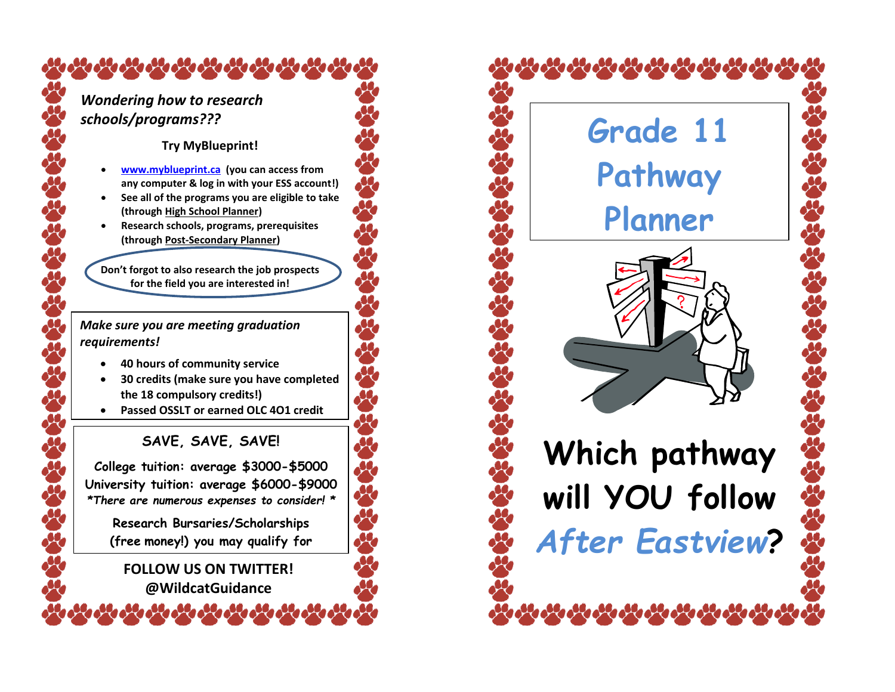*Wondering how to research schools/programs???*

**Try MyBlueprint!**

- **[www.myblueprint.ca](http://www.myblueprint.ca) (you can access from any computer & log in with your ESS account!)**
- **See all of the programs you are eligible to take (through High School Planner)**
- **Research schools, programs, prerequisites (through Post-Secondary Planner)**

**Don't forgot to also research the job prospects for the field you are interested in!**

***Make sure you are meeting graduation requirements!***

- **40 hours of community service**
- **30 credits (make sure you have completed the 18 compulsory credits!)**
- **Passed OSSLT or earned OLC 4O1 credit**

**SAVE, SAVE, SAVE!**

**College tuition: average $3000-$5000**
**University tuition: average $6000-$9000**
***There are numerous expenses to consider!***

**Research Bursaries/Scholarships (free money!) you may qualify for**

**FOLLOW US ON TWITTER!**
**@WildcatGuidance**

# Grade 11 Pathway Planner

# Which pathway will YOU follow *After Eastview*?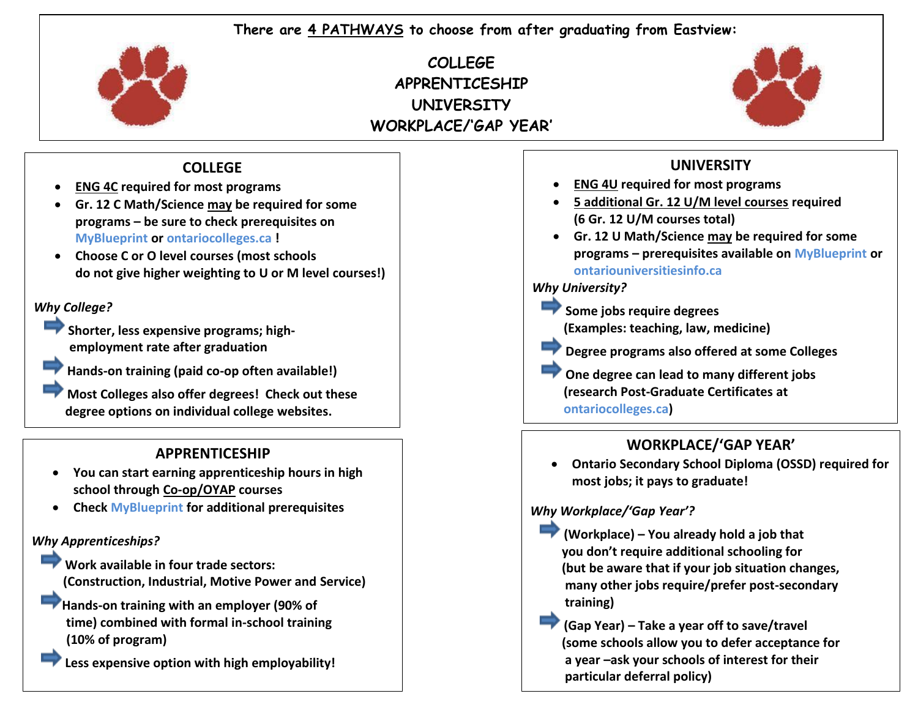There are **4 PATHWAYS** to choose from after graduating from Eastview:

COLLEGE
APPRENTICESHIP
UNIVERSITY
WORKPLACE/'GAP YEAR'

## COLLEGE

- **ENG 4C** required for most programs
- Gr. 12 C Math/Science **may** be required for some programs – be sure to check prerequisites on MyBlueprint or ontariocolleges.ca !
- Choose C or O level courses (most schools do not give higher weighting to U or M level courses!)

*Why College?*

- Shorter, less expensive programs; high-employment rate after graduation
- Hands-on training (paid co-op often available!)
- Most Colleges also offer degrees! Check out these degree options on individual college websites.

## APPRENTICESHIP

- You can start earning apprenticeship hours in high school through **Co-op/OYAP** courses
- Check MyBlueprint for additional prerequisites

*Why Apprenticeships?*

- Work available in four trade sectors: (Construction, Industrial, Motive Power and Service)
- Hands-on training with an employer (90% of time) combined with formal in-school training (10% of program)
- Less expensive option with high employability!

## UNIVERSITY

- **ENG 4U** required for most programs
- **5 additional Gr. 12 U/M level courses** required (6 Gr. 12 U/M courses total)
- Gr. 12 U Math/Science **may** be required for some programs – prerequisites available on MyBlueprint or ontariouniversitiesinfo.ca

*Why University?*

- Some jobs require degrees (Examples: teaching, law, medicine)
- Degree programs also offered at some Colleges
- One degree can lead to many different jobs (research Post-Graduate Certificates at ontariocolleges.ca)

## WORKPLACE/'GAP YEAR'

- Ontario Secondary School Diploma (OSSD) required for most jobs; it pays to graduate!

*Why Workplace/'Gap Year'?*

- (Workplace) – You already hold a job that you don't require additional schooling for (but be aware that if your job situation changes, many other jobs require/prefer post-secondary training)
- (Gap Year) – Take a year off to save/travel (some schools allow you to defer acceptance for a year –ask your schools of interest for their particular deferral policy)